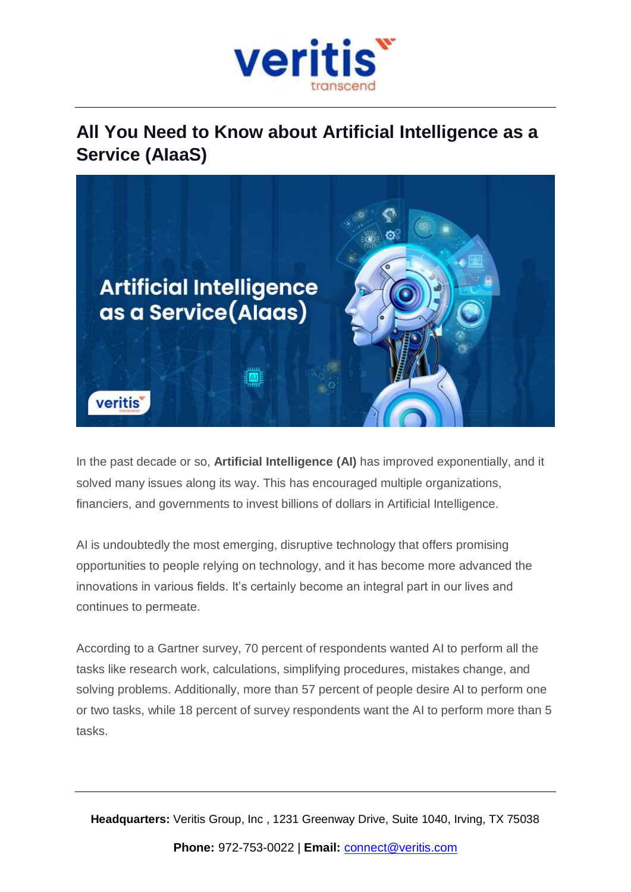# All You Need to Know about Artificial Intelligence as a Service (AIaaS)

In the past decade or so, **Artificial Intelligence (AI)** has improved exponentially, and it solved many issues along its way. This has encouraged multiple organizations, financiers, and governments to invest billions of dollars in Artificial Intelligence.

AI is undoubtedly the most emerging, disruptive technology that offers promising opportunities to people relying on technology, and it has become more advanced the innovations in various fields. It's certainly become an integral part in our lives and continues to permeate.

According to a Gartner survey, 70 percent of respondents wanted AI to perform all the tasks like research work, calculations, simplifying procedures, mistakes change, and solving problems. Additionally, more than 57 percent of people desire AI to perform one or two tasks, while 18 percent of survey respondents want the AI to perform more than 5 tasks.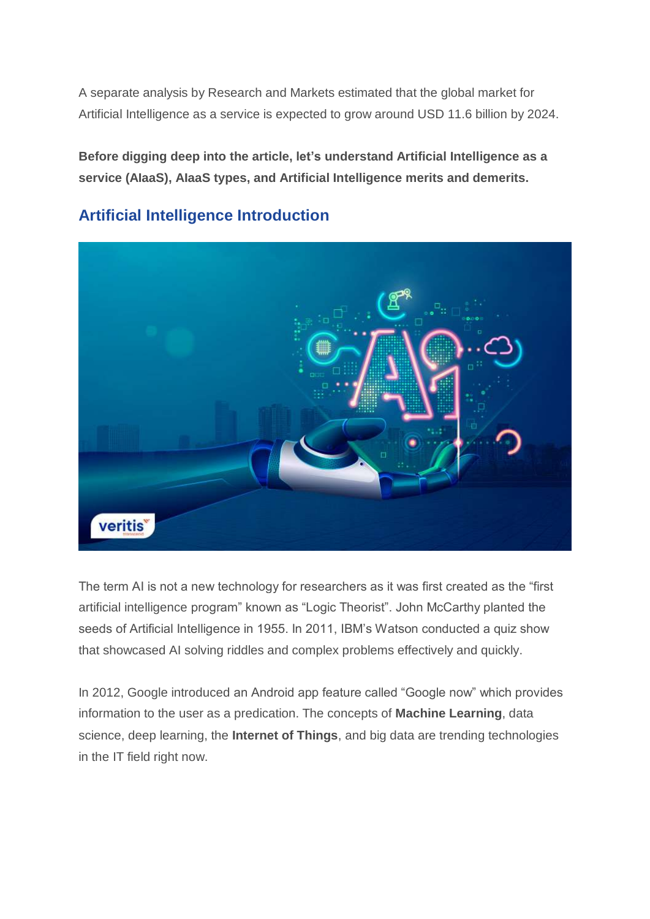A separate analysis by Research and Markets estimated that the global market for Artificial Intelligence as a service is expected to grow around USD 11.6 billion by 2024.

**Before digging deep into the article, let's understand Artificial Intelligence as a service (AIaaS), AIaaS types, and Artificial Intelligence merits and demerits.**

## Artificial Intelligence Introduction

The term AI is not a new technology for researchers as it was first created as the "first artificial intelligence program" known as "Logic Theorist". John McCarthy planted the seeds of Artificial Intelligence in 1955. In 2011, IBM's Watson conducted a quiz show that showcased AI solving riddles and complex problems effectively and quickly.

In 2012, Google introduced an Android app feature called "Google now" which provides information to the user as a predication. The concepts of **Machine Learning**, data science, deep learning, the **Internet of Things**, and big data are trending technologies in the IT field right now.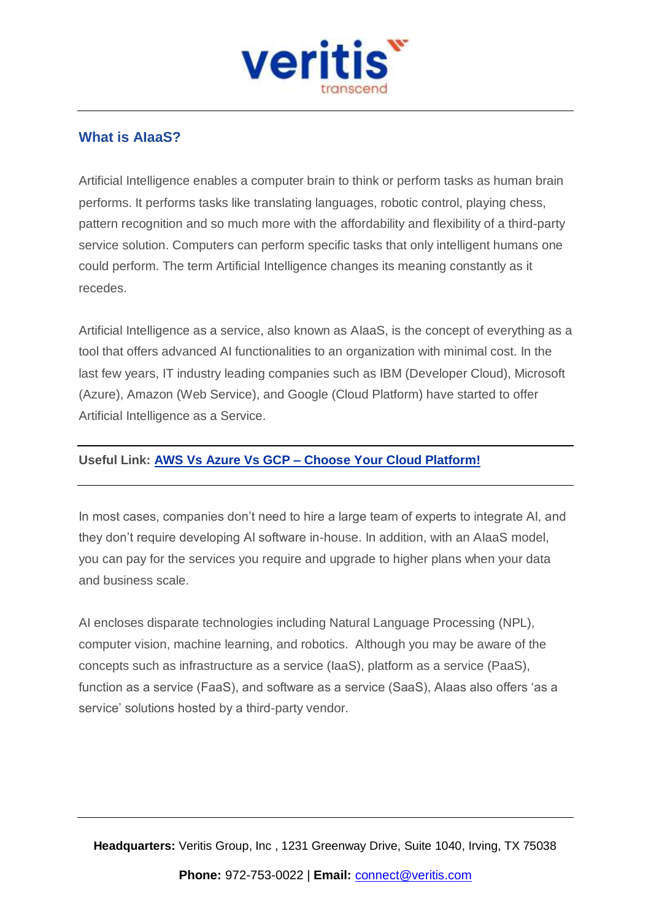## What is AIaaS?

Artificial Intelligence enables a computer brain to think or perform tasks as human brain performs. It performs tasks like translating languages, robotic control, playing chess, pattern recognition and so much more with the affordability and flexibility of a third-party service solution. Computers can perform specific tasks that only intelligent humans one could perform. The term Artificial Intelligence changes its meaning constantly as it recedes.

Artificial Intelligence as a service, also known as AIaaS, is the concept of everything as a tool that offers advanced AI functionalities to an organization with minimal cost. In the last few years, IT industry leading companies such as IBM (Developer Cloud), Microsoft (Azure), Amazon (Web Service), and Google (Cloud Platform) have started to offer Artificial Intelligence as a Service.

---

**Useful Link: AWS Vs Azure Vs GCP – Choose Your Cloud Platform!**

---

In most cases, companies don't need to hire a large team of experts to integrate AI, and they don't require developing AI software in-house. In addition, with an AIaaS model, you can pay for the services you require and upgrade to higher plans when your data and business scale.

AI encloses disparate technologies including Natural Language Processing (NPL), computer vision, machine learning, and robotics. Although you may be aware of the concepts such as infrastructure as a service (IaaS), platform as a service (PaaS), function as a service (FaaS), and software as a service (SaaS), AIaas also offers 'as a service' solutions hosted by a third-party vendor.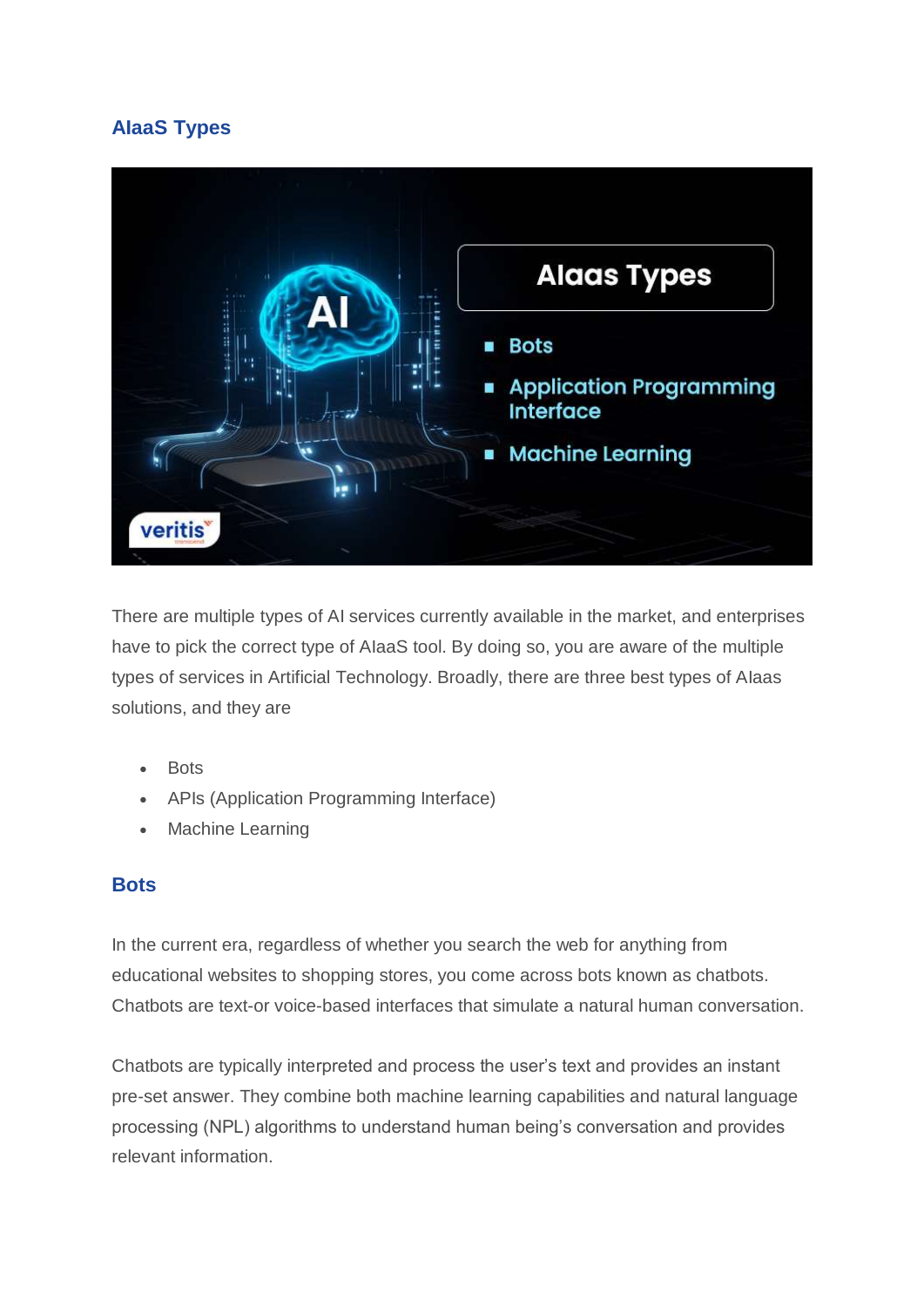## AIaaS Types

There are multiple types of AI services currently available in the market, and enterprises have to pick the correct type of AIaaS tool. By doing so, you are aware of the multiple types of services in Artificial Technology. Broadly, there are three best types of AIaas solutions, and they are

- Bots
- APIs (Application Programming Interface)
- Machine Learning

## Bots

In the current era, regardless of whether you search the web for anything from educational websites to shopping stores, you come across bots known as chatbots. Chatbots are text-or voice-based interfaces that simulate a natural human conversation.

Chatbots are typically interpreted and process the user's text and provides an instant pre-set answer. They combine both machine learning capabilities and natural language processing (NPL) algorithms to understand human being's conversation and provides relevant information.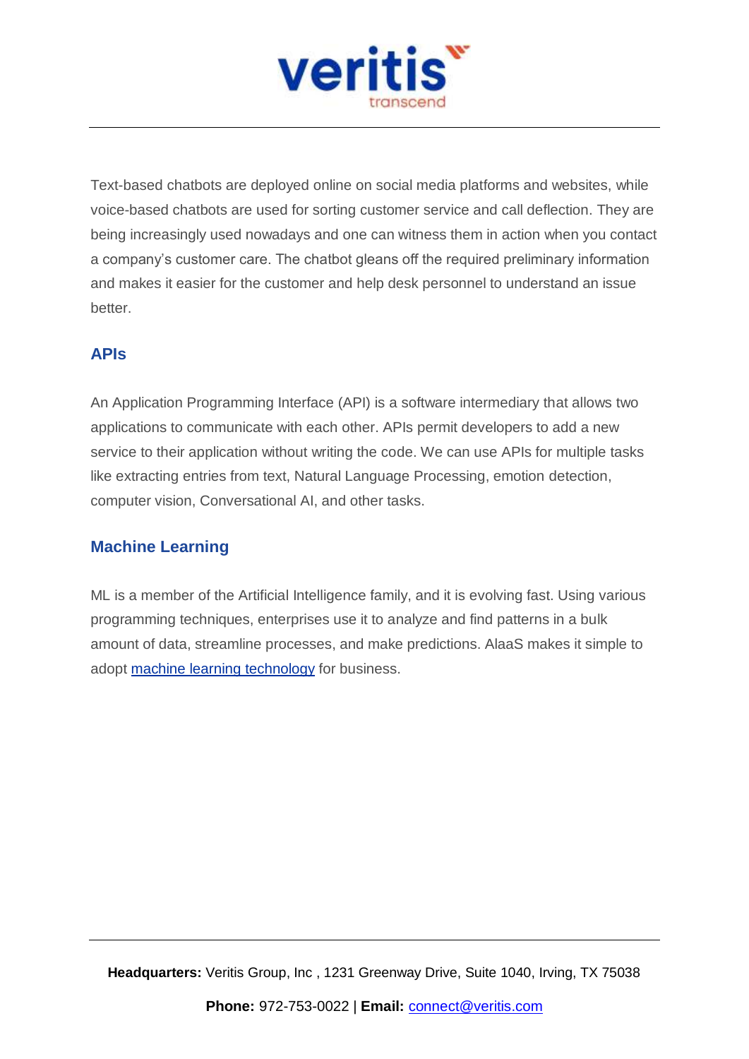Text-based chatbots are deployed online on social media platforms and websites, while voice-based chatbots are used for sorting customer service and call deflection. They are being increasingly used nowadays and one can witness them in action when you contact a company's customer care. The chatbot gleans off the required preliminary information and makes it easier for the customer and help desk personnel to understand an issue better.

## APIs

An Application Programming Interface (API) is a software intermediary that allows two applications to communicate with each other. APIs permit developers to add a new service to their application without writing the code. We can use APIs for multiple tasks like extracting entries from text, Natural Language Processing, emotion detection, computer vision, Conversational AI, and other tasks.

## Machine Learning

ML is a member of the Artificial Intelligence family, and it is evolving fast. Using various programming techniques, enterprises use it to analyze and find patterns in a bulk amount of data, streamline processes, and make predictions. AIaaS makes it simple to adopt machine learning technology for business.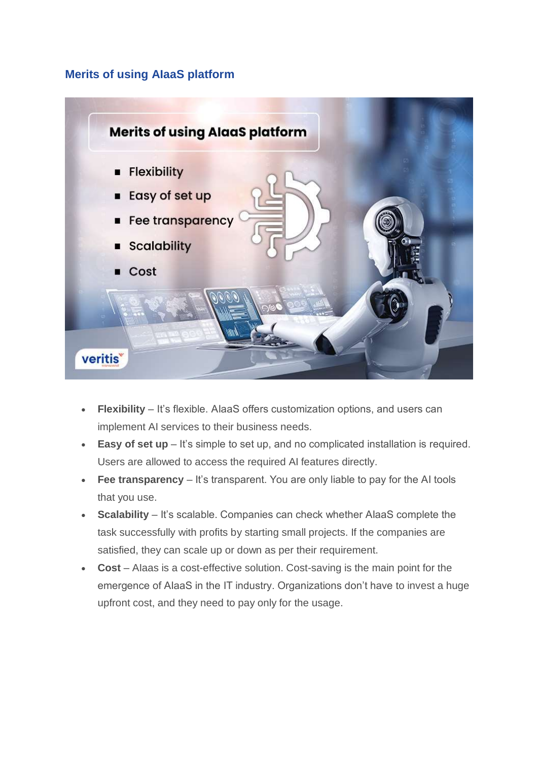## Merits of using AIaaS platform

- **Flexibility** – It's flexible. AIaaS offers customization options, and users can implement AI services to their business needs.
- **Easy of set up** – It's simple to set up, and no complicated installation is required. Users are allowed to access the required AI features directly.
- **Fee transparency** – It's transparent. You are only liable to pay for the AI tools that you use.
- **Scalability** – It's scalable. Companies can check whether AIaaS complete the task successfully with profits by starting small projects. If the companies are satisfied, they can scale up or down as per their requirement.
- **Cost** – AIaas is a cost-effective solution. Cost-saving is the main point for the emergence of AIaaS in the IT industry. Organizations don't have to invest a huge upfront cost, and they need to pay only for the usage.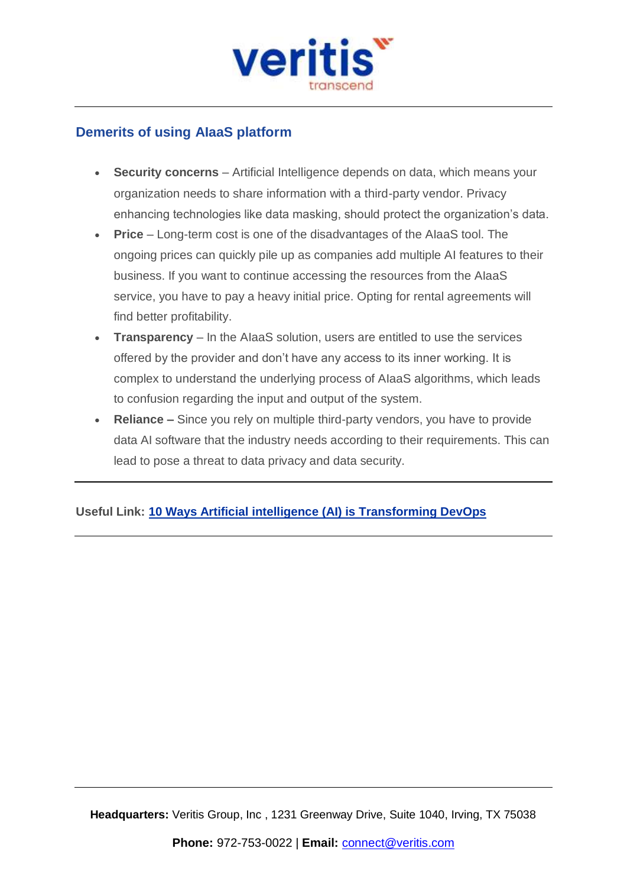## Demerits of using AIaaS platform

- **Security concerns** – Artificial Intelligence depends on data, which means your organization needs to share information with a third-party vendor. Privacy enhancing technologies like data masking, should protect the organization's data.
- **Price** – Long-term cost is one of the disadvantages of the AIaaS tool. The ongoing prices can quickly pile up as companies add multiple AI features to their business. If you want to continue accessing the resources from the AIaaS service, you have to pay a heavy initial price. Opting for rental agreements will find better profitability.
- **Transparency** – In the AIaaS solution, users are entitled to use the services offered by the provider and don't have any access to its inner working. It is complex to understand the underlying process of AIaaS algorithms, which leads to confusion regarding the input and output of the system.
- **Reliance –** Since you rely on multiple third-party vendors, you have to provide data AI software that the industry needs according to their requirements. This can lead to pose a threat to data privacy and data security.

---

**Useful Link: [10 Ways Artificial intelligence (AI) is Transforming DevOps]()**

---

**Headquarters:** Veritis Group, Inc , 1231 Greenway Drive, Suite 1040, Irving, TX 75038

**Phone:** 972-753-0022 | **Email:** connect@veritis.com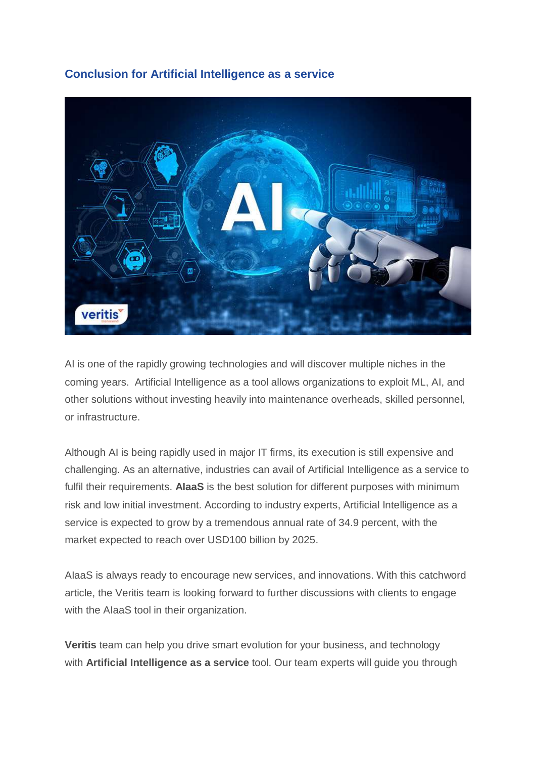## Conclusion for Artificial Intelligence as a service

AI is one of the rapidly growing technologies and will discover multiple niches in the coming years. Artificial Intelligence as a tool allows organizations to exploit ML, AI, and other solutions without investing heavily into maintenance overheads, skilled personnel, or infrastructure.

Although AI is being rapidly used in major IT firms, its execution is still expensive and challenging. As an alternative, industries can avail of Artificial Intelligence as a service to fulfil their requirements. **AIaaS** is the best solution for different purposes with minimum risk and low initial investment. According to industry experts, Artificial Intelligence as a service is expected to grow by a tremendous annual rate of 34.9 percent, with the market expected to reach over USD100 billion by 2025.

AIaaS is always ready to encourage new services, and innovations. With this catchword article, the Veritis team is looking forward to further discussions with clients to engage with the AIaaS tool in their organization.

**Veritis** team can help you drive smart evolution for your business, and technology with **Artificial Intelligence as a service** tool. Our team experts will guide you through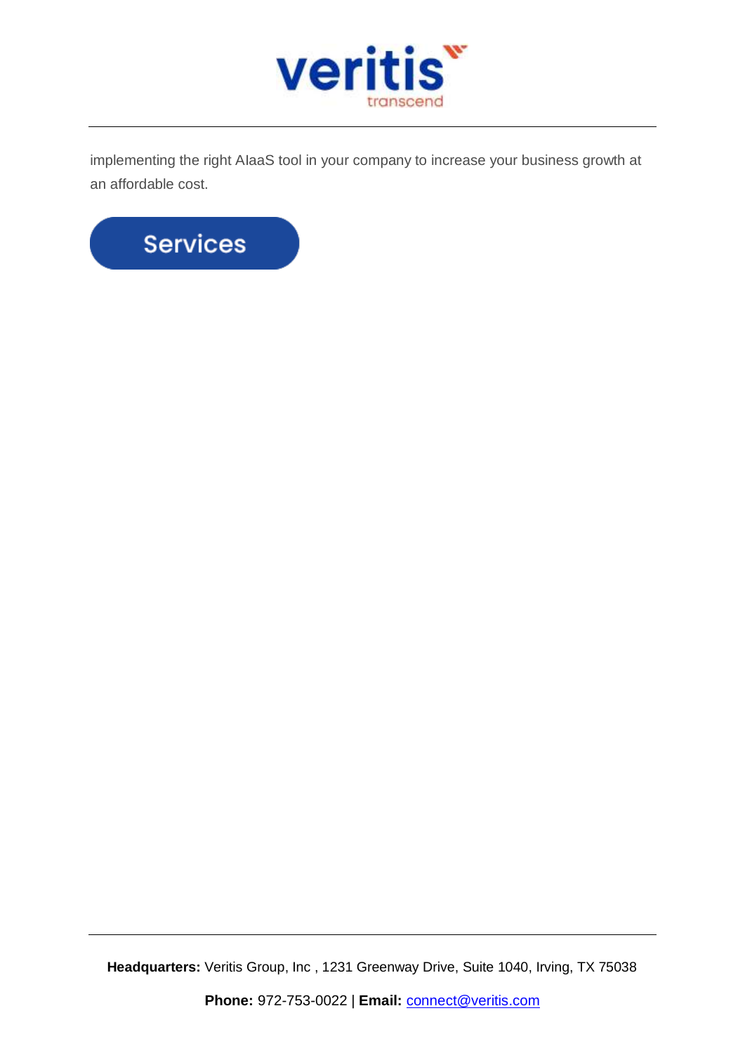implementing the right AIaaS tool in your company to increase your business growth at an affordable cost.

Services